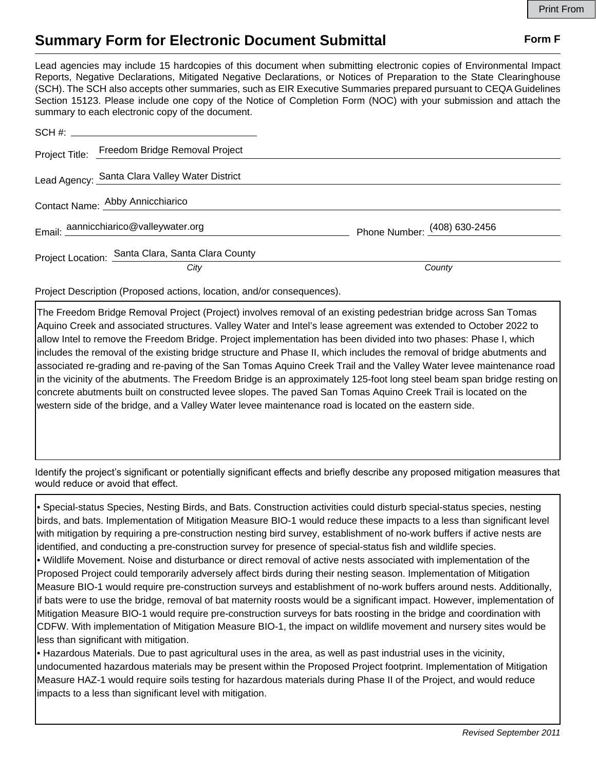# Summary Form for Electronic Document Submittal

**Form F**

Lead agencies may include 15 hardcopies of this document when submitting electronic copies of Environmental Impact Reports, Negative Declarations, Mitigated Negative Declarations, or Notices of Preparation to the State Clearinghouse (SCH). The SCH also accepts other summaries, such as EIR Executive Summaries prepared pursuant to CEQA Guidelines Section 15123. Please include one copy of the Notice of Completion Form (NOC) with your submission and attach the summary to each electronic copy of the document.

SCH #: 

Project Title: Freedom Bridge Removal Project

Lead Agency: Santa Clara Valley Water District

Contact Name: Abby Annicchiarico

Email: aannicchiarico@valleywater.org Phone Number: (408) 630-2456

Project Location: Santa Clara, Santa Clara County

*City* *County*

Project Description (Proposed actions, location, and/or consequences).

The Freedom Bridge Removal Project (Project) involves removal of an existing pedestrian bridge across San Tomas Aquino Creek and associated structures. Valley Water and Intel's lease agreement was extended to October 2022 to allow Intel to remove the Freedom Bridge. Project implementation has been divided into two phases: Phase I, which includes the removal of the existing bridge structure and Phase II, which includes the removal of bridge abutments and associated re-grading and re-paving of the San Tomas Aquino Creek Trail and the Valley Water levee maintenance road in the vicinity of the abutments. The Freedom Bridge is an approximately 125-foot long steel beam span bridge resting on concrete abutments built on constructed levee slopes. The paved San Tomas Aquino Creek Trail is located on the western side of the bridge, and a Valley Water levee maintenance road is located on the eastern side.

Identify the project's significant or potentially significant effects and briefly describe any proposed mitigation measures that would reduce or avoid that effect.

- Special-status Species, Nesting Birds, and Bats. Construction activities could disturb special-status species, nesting birds, and bats. Implementation of Mitigation Measure BIO-1 would reduce these impacts to a less than significant level with mitigation by requiring a pre-construction nesting bird survey, establishment of no-work buffers if active nests are identified, and conducting a pre-construction survey for presence of special-status fish and wildlife species.
- Wildlife Movement. Noise and disturbance or direct removal of active nests associated with implementation of the Proposed Project could temporarily adversely affect birds during their nesting season. Implementation of Mitigation Measure BIO-1 would require pre-construction surveys and establishment of no-work buffers around nests. Additionally, if bats were to use the bridge, removal of bat maternity roosts would be a significant impact. However, implementation of Mitigation Measure BIO-1 would require pre-construction surveys for bats roosting in the bridge and coordination with CDFW. With implementation of Mitigation Measure BIO-1, the impact on wildlife movement and nursery sites would be less than significant with mitigation.
- Hazardous Materials. Due to past agricultural uses in the area, as well as past industrial uses in the vicinity, undocumented hazardous materials may be present within the Proposed Project footprint. Implementation of Mitigation Measure HAZ-1 would require soils testing for hazardous materials during Phase II of the Project, and would reduce impacts to a less than significant level with mitigation.

*Revised September 2011*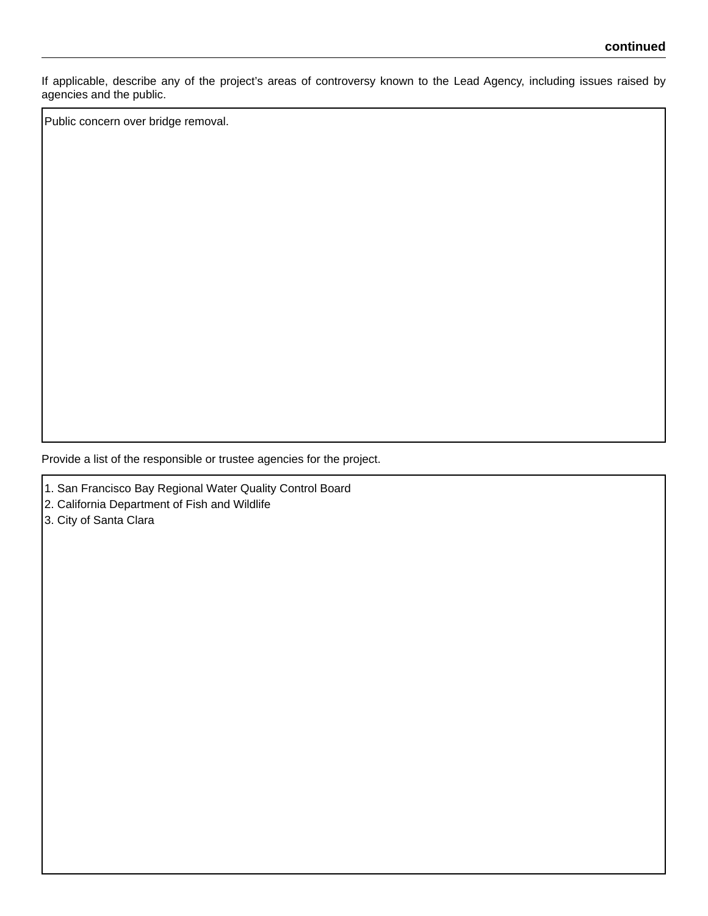**continued**

If applicable, describe any of the project's areas of controversy known to the Lead Agency, including issues raised by agencies and the public.

Public concern over bridge removal.

Provide a list of the responsible or trustee agencies for the project.

1. San Francisco Bay Regional Water Quality Control Board
2. California Department of Fish and Wildlife
3. City of Santa Clara